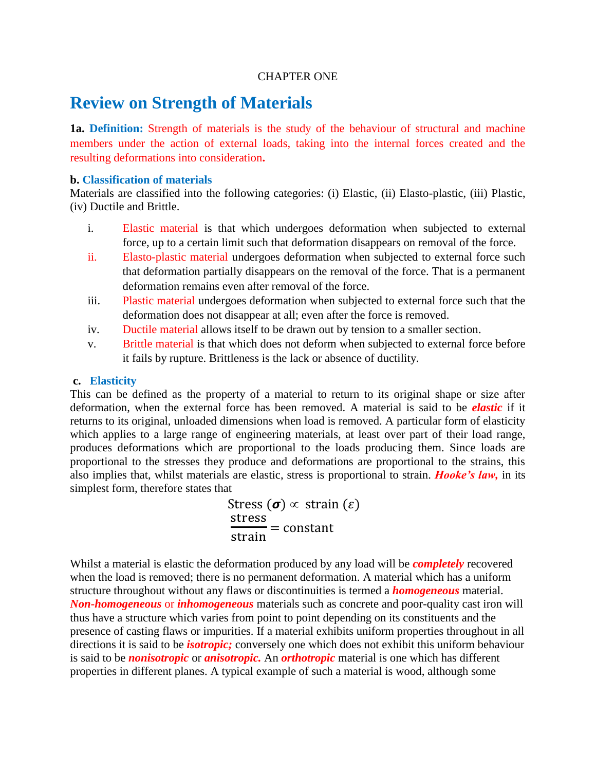CHAPTER ONE

# Review on Strength of Materials

**1a. Definition:** Strength of materials is the study of the behaviour of structural and machine members under the action of external loads, taking into the internal forces created and the resulting deformations into consideration**.**

**b. Classification of materials**

Materials are classified into the following categories: (i) Elastic, (ii) Elasto-plastic, (iii) Plastic, (iv) Ductile and Brittle.

i. Elastic material is that which undergoes deformation when subjected to external force, up to a certain limit such that deformation disappears on removal of the force.

ii. Elasto-plastic material undergoes deformation when subjected to external force such that deformation partially disappears on the removal of the force. That is a permanent deformation remains even after removal of the force.

iii. Plastic material undergoes deformation when subjected to external force such that the deformation does not disappear at all; even after the force is removed.

iv. Ductile material allows itself to be drawn out by tension to a smaller section.

v. Brittle material is that which does not deform when subjected to external force before it fails by rupture. Brittleness is the lack or absence of ductility.

**c. Elasticity**

This can be defined as the property of a material to return to its original shape or size after deformation, when the external force has been removed. A material is said to be ***elastic*** if it returns to its original, unloaded dimensions when load is removed. A particular form of elasticity which applies to a large range of engineering materials, at least over part of their load range, produces deformations which are proportional to the loads producing them. Since loads are proportional to the stresses they produce and deformations are proportional to the strains, this also implies that, whilst materials are elastic, stress is proportional to strain. ***Hooke's law,*** in its simplest form, therefore states that

$$\text{Stress } (\boldsymbol{\sigma}) \propto \text{ strain } (\varepsilon)$$

$$\frac{\text{stress}}{\text{strain}} = \text{constant}$$

Whilst a material is elastic the deformation produced by any load will be ***completely*** recovered when the load is removed; there is no permanent deformation. A material which has a uniform structure throughout without any flaws or discontinuities is termed a ***homogeneous*** material. ***Non-homogeneous*** or ***inhomogeneous*** materials such as concrete and poor-quality cast iron will thus have a structure which varies from point to point depending on its constituents and the presence of casting flaws or impurities. If a material exhibits uniform properties throughout in all directions it is said to be ***isotropic;*** conversely one which does not exhibit this uniform behaviour is said to be ***nonisotropic*** or ***anisotropic.*** An ***orthotropic*** material is one which has different properties in different planes. A typical example of such a material is wood, although some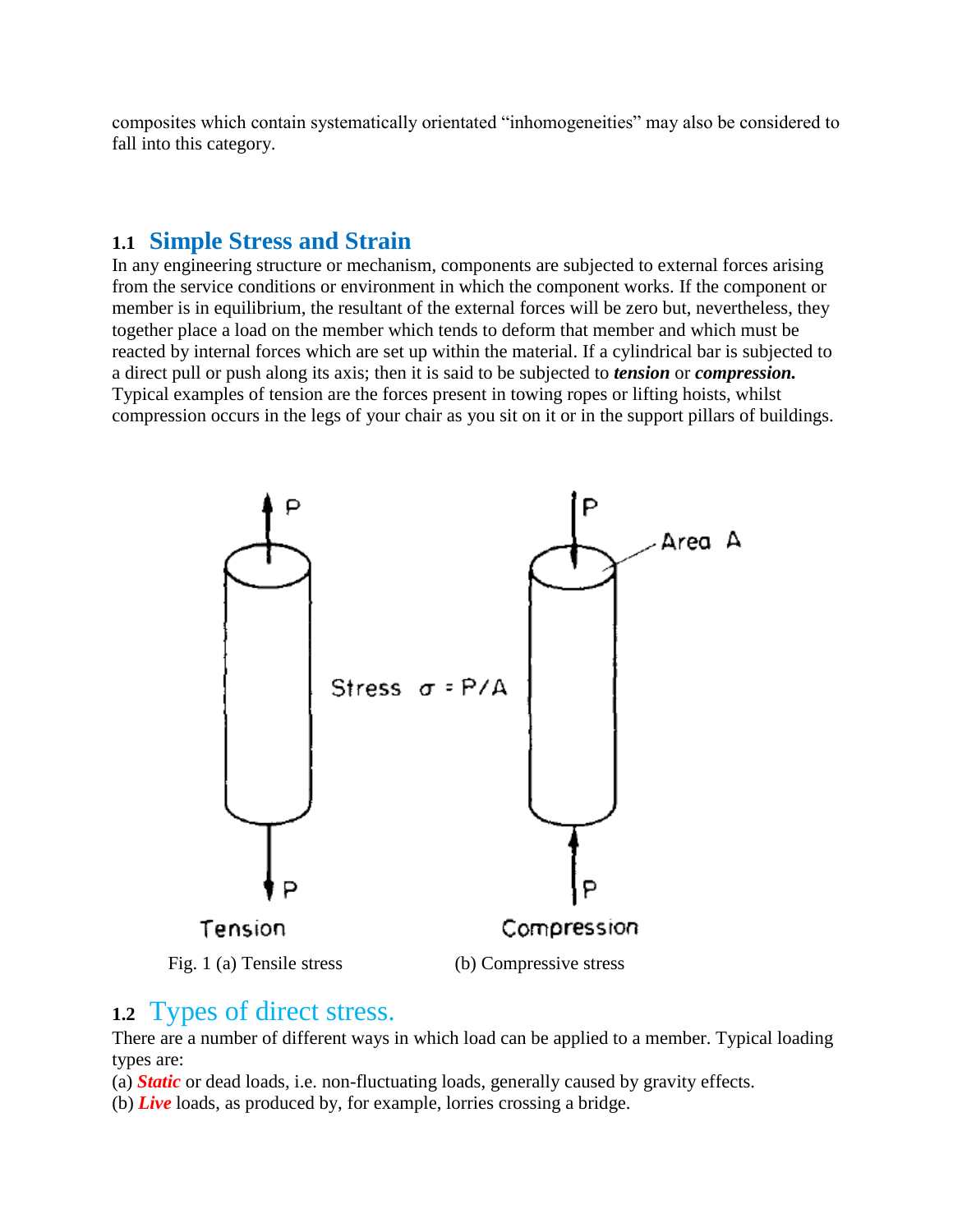composites which contain systematically orientated "inhomogeneities" may also be considered to fall into this category.

## 1.1 Simple Stress and Strain

In any engineering structure or mechanism, components are subjected to external forces arising from the service conditions or environment in which the component works. If the component or member is in equilibrium, the resultant of the external forces will be zero but, nevertheless, they together place a load on the member which tends to deform that member and which must be reacted by internal forces which are set up within the material. If a cylindrical bar is subjected to a direct pull or push along its axis; then it is said to be subjected to ***tension*** or ***compression.*** Typical examples of tension are the forces present in towing ropes or lifting hoists, whilst compression occurs in the legs of your chair as you sit on it or in the support pillars of buildings.

P

Area A

Stress $\sigma = P/A$

P

Tension

Compression

Fig. 1 (a) Tensile stress (b) Compressive stress

## 1.2 Types of direct stress.

There are a number of different ways in which load can be applied to a member. Typical loading types are:

(a) ***Static*** or dead loads, i.e. non-fluctuating loads, generally caused by gravity effects.

(b) ***Live*** loads, as produced by, for example, lorries crossing a bridge.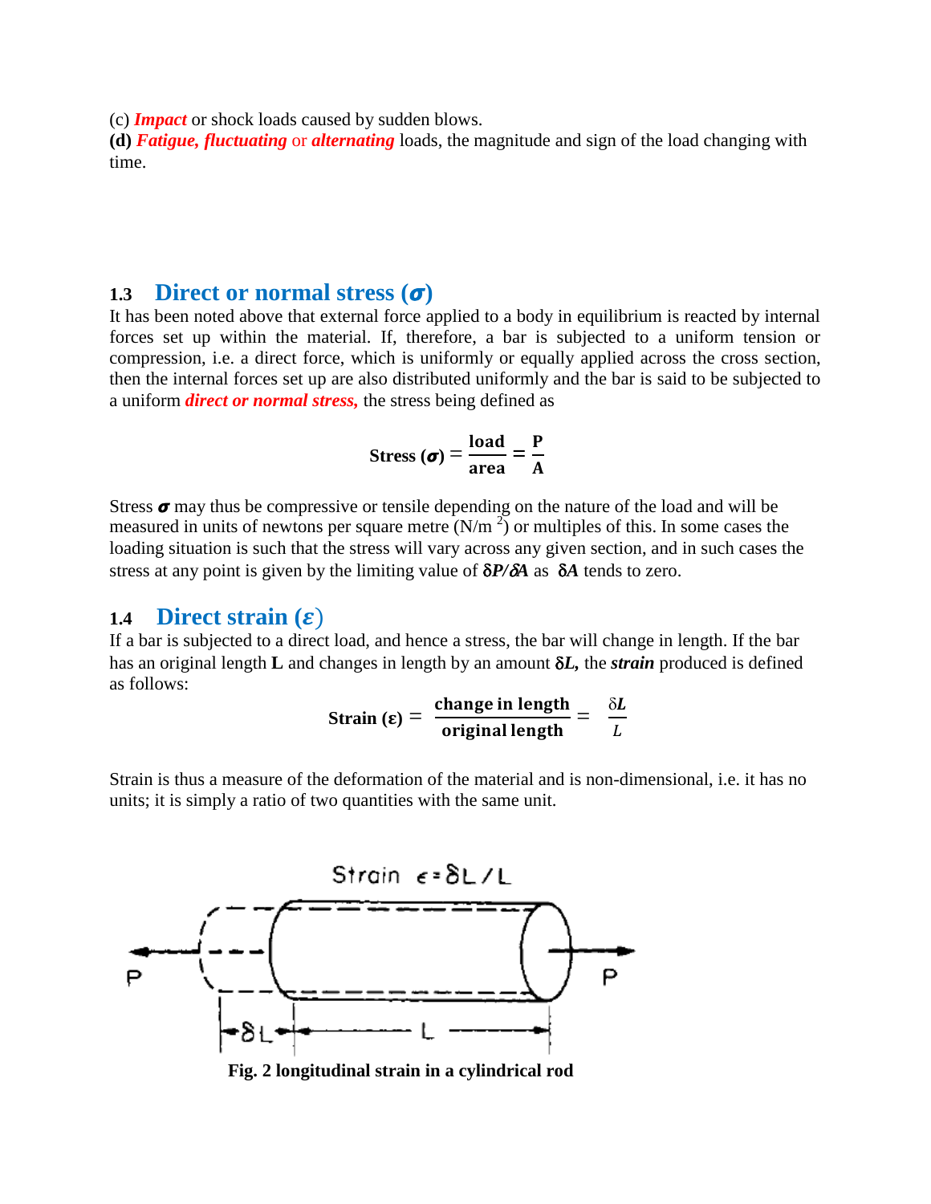(c) ***Impact*** or shock loads caused by sudden blows.

**(d)** ***Fatigue, fluctuating*** or ***alternating*** loads, the magnitude and sign of the load changing with time.

## 1.3 Direct or normal stress ($\sigma$)

It has been noted above that external force applied to a body in equilibrium is reacted by internal forces set up within the material. If, therefore, a bar is subjected to a uniform tension or compression, i.e. a direct force, which is uniformly or equally applied across the cross section, then the internal forces set up are also distributed uniformly and the bar is said to be subjected to a uniform ***direct or normal stress,*** the stress being defined as

$$\textbf{Stress } (\sigma) = \frac{\textbf{load}}{\textbf{area}} = \frac{\textbf{P}}{\textbf{A}}$$

Stress $\sigma$ may thus be compressive or tensile depending on the nature of the load and will be measured in units of newtons per square metre (N/m $^2$) or multiples of this. In some cases the loading situation is such that the stress will vary across any given section, and in such cases the stress at any point is given by the limiting value of $\delta P/\delta A$ as $\delta A$ tends to zero.

## 1.4 Direct strain ($\varepsilon$)

If a bar is subjected to a direct load, and hence a stress, the bar will change in length. If the bar has an original length **L** and changes in length by an amount $\delta L$, the ***strain*** produced is defined as follows:

$$\textbf{Strain } (\varepsilon) = \frac{\textbf{change in length}}{\textbf{original length}} = \frac{\delta L}{L}$$

Strain is thus a measure of the deformation of the material and is non-dimensional, i.e. it has no units; it is simply a ratio of two quantities with the same unit.

**Fig. 2 longitudinal strain in a cylindrical rod**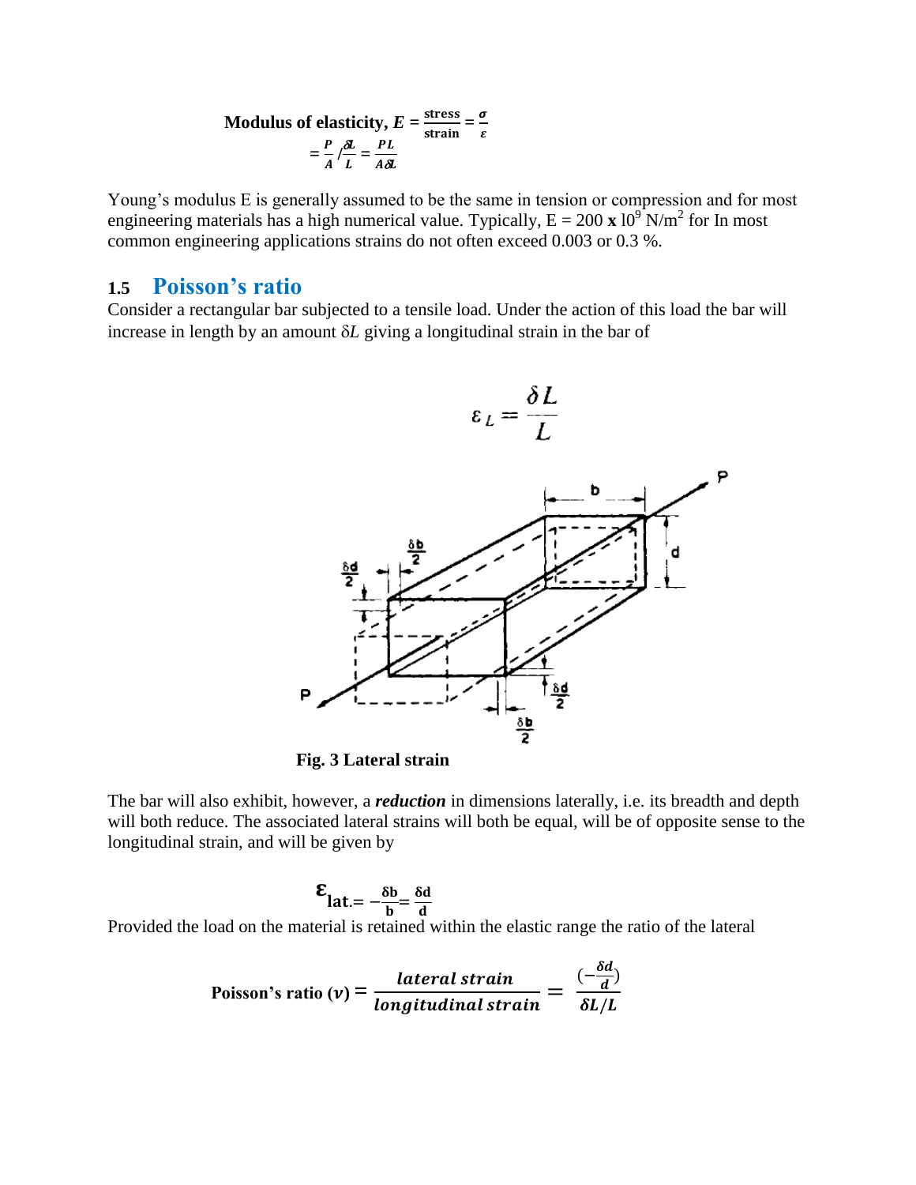**Modulus of elasticity,** $E = \frac{\text{stress}}{\text{strain}} = \frac{\sigma}{\varepsilon}$

$$= \frac{P}{A} / \frac{\delta L}{L} = \frac{PL}{A\delta L}$$

Young's modulus E is generally assumed to be the same in tension or compression and for most engineering materials has a high numerical value. Typically, E = 200 **x** $10^9$ N/m$^2$ for In most common engineering applications strains do not often exceed 0.003 or 0.3 %.

## 1.5 Poisson's ratio

Consider a rectangular bar subjected to a tensile load. Under the action of this load the bar will increase in length by an amount $\delta L$ giving a longitudinal strain in the bar of

$$\varepsilon_L = \frac{\delta L}{L}$$

**Fig. 3 Lateral strain**

The bar will also exhibit, however, a ***reduction*** in dimensions laterally, i.e. its breadth and depth will both reduce. The associated lateral strains will both be equal, will be of opposite sense to the longitudinal strain, and will be given by

$$\varepsilon_{\text{lat.}} = -\frac{\delta b}{b} = \frac{\delta d}{d}$$

Provided the load on the material is retained within the elastic range the ratio of the lateral

$$\text{Poisson's ratio } (\nu) = \frac{\textit{lateral strain}}{\textit{longitudinal strain}} = \frac{\left(-\frac{\delta d}{d}\right)}{\delta L/L}$$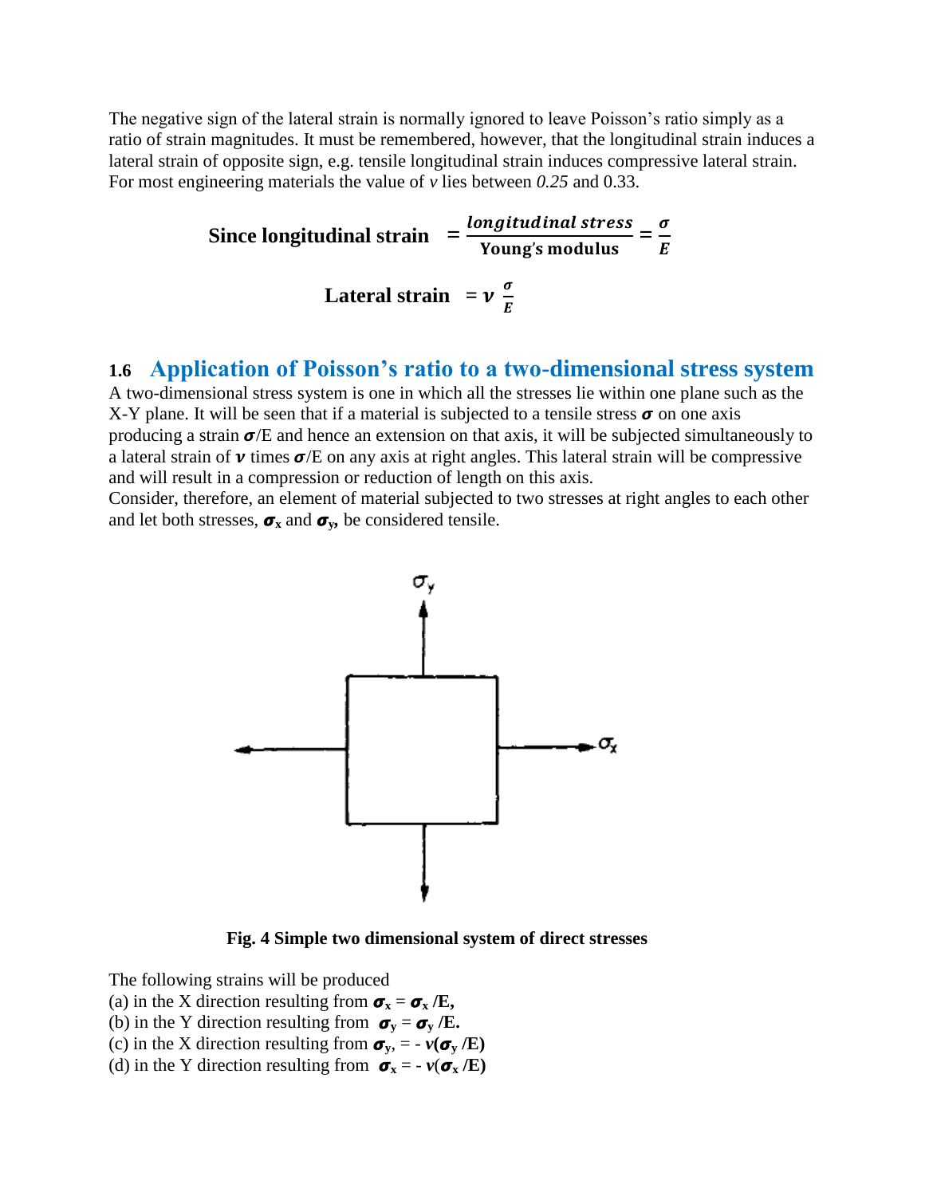The negative sign of the lateral strain is normally ignored to leave Poisson's ratio simply as a ratio of strain magnitudes. It must be remembered, however, that the longitudinal strain induces a lateral strain of opposite sign, e.g. tensile longitudinal strain induces compressive lateral strain. For most engineering materials the value of $v$ lies between *0.25* and 0.33.

$$\textbf{Since longitudinal strain} = \frac{\textit{longitudinal stress}}{\textbf{Young's modulus}} = \frac{\sigma}{E}$$

$$\textbf{Lateral strain} = \nu \frac{\sigma}{E}$$

## 1.6 Application of Poisson's ratio to a two-dimensional stress system

A two-dimensional stress system is one in which all the stresses lie within one plane such as the X-Y plane. It will be seen that if a material is subjected to a tensile stress $\sigma$ on one axis producing a strain $\sigma$/E and hence an extension on that axis, it will be subjected simultaneously to a lateral strain of $\nu$ times $\sigma$/E on any axis at right angles. This lateral strain will be compressive and will result in a compression or reduction of length on this axis.
Consider, therefore, an element of material subjected to two stresses at right angles to each other and let both stresses, $\sigma_x$ and $\sigma_y$, be considered tensile.

**Fig. 4 Simple two dimensional system of direct stresses**

The following strains will be produced

(a) in the X direction resulting from $\sigma_x = \sigma_x /E$,

(b) in the Y direction resulting from $\sigma_y = \sigma_y /E$.

(c) in the X direction resulting from $\sigma_y$, $= - v(\sigma_y /E)$

(d) in the Y direction resulting from $\sigma_x = - v(\sigma_x /E)$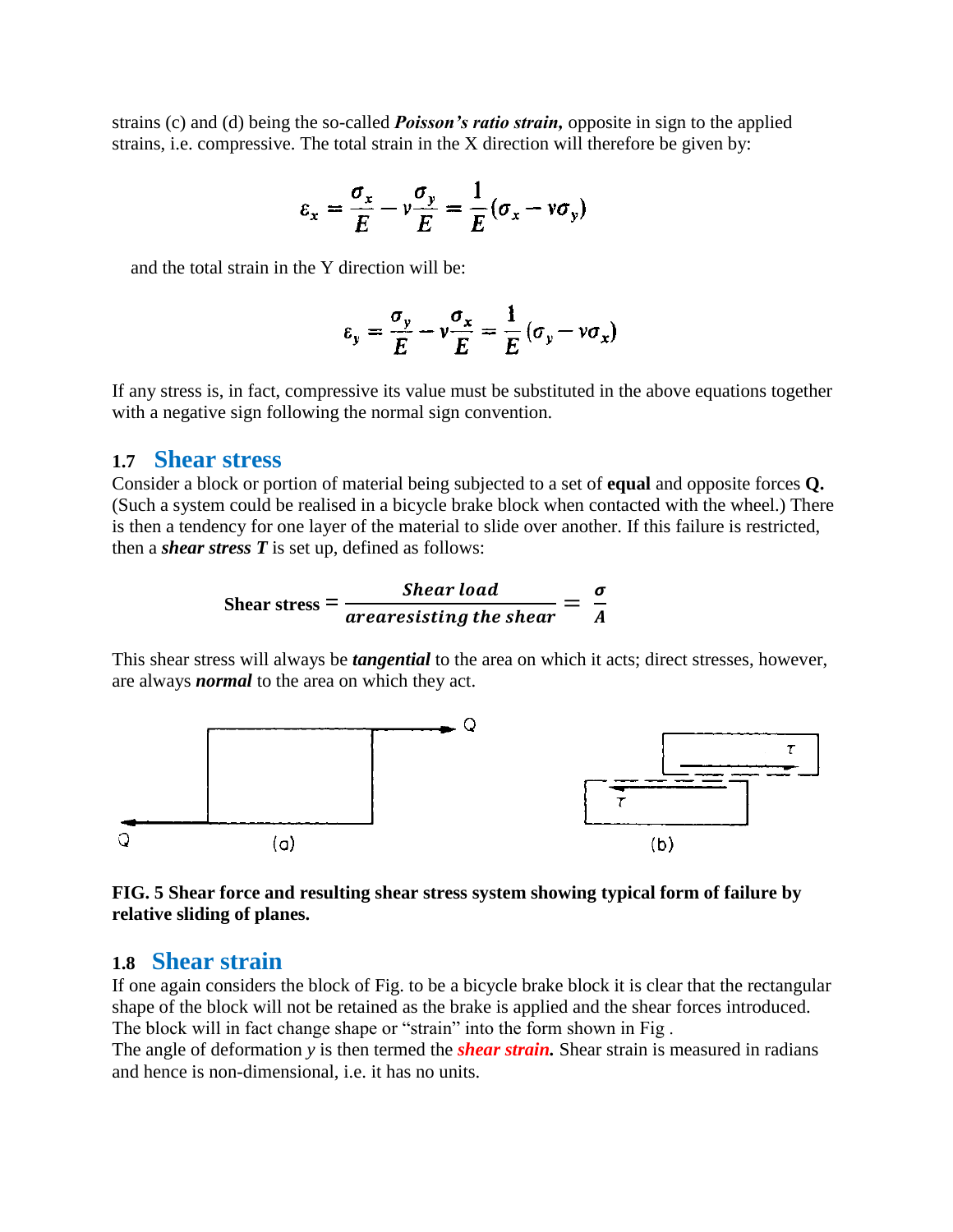strains (c) and (d) being the so-called ***Poisson's ratio strain,*** opposite in sign to the applied strains, i.e. compressive. The total strain in the X direction will therefore be given by:

$$\varepsilon_x = \frac{\sigma_x}{E} - \nu\frac{\sigma_y}{E} = \frac{1}{E}(\sigma_x - \nu\sigma_y)$$

and the total strain in the Y direction will be:

$$\varepsilon_y = \frac{\sigma_y}{E} - \nu\frac{\sigma_x}{E} = \frac{1}{E}(\sigma_y - \nu\sigma_x)$$

If any stress is, in fact, compressive its value must be substituted in the above equations together with a negative sign following the normal sign convention.

## 1.7 Shear stress

Consider a block or portion of material being subjected to a set of **equal** and opposite forces **Q.** (Such a system could be realised in a bicycle brake block when contacted with the wheel.) There is then a tendency for one layer of the material to slide over another. If this failure is restricted, then a ***shear stress T*** is set up, defined as follows:

$$\textbf{Shear stress} = \frac{\textit{Shear load}}{\textit{arearesisting the shear}} = \frac{\sigma}{A}$$

This shear stress will always be ***tangential*** to the area on which it acts; direct stresses, however, are always ***normal*** to the area on which they act.

**FIG. 5 Shear force and resulting shear stress system showing typical form of failure by relative sliding of planes.**

## 1.8 Shear strain

If one again considers the block of Fig. to be a bicycle brake block it is clear that the rectangular shape of the block will not be retained as the brake is applied and the shear forces introduced. The block will in fact change shape or "strain" into the form shown in Fig .
The angle of deformation *y* is then termed the ***shear strain.*** Shear strain is measured in radians and hence is non-dimensional, i.e. it has no units.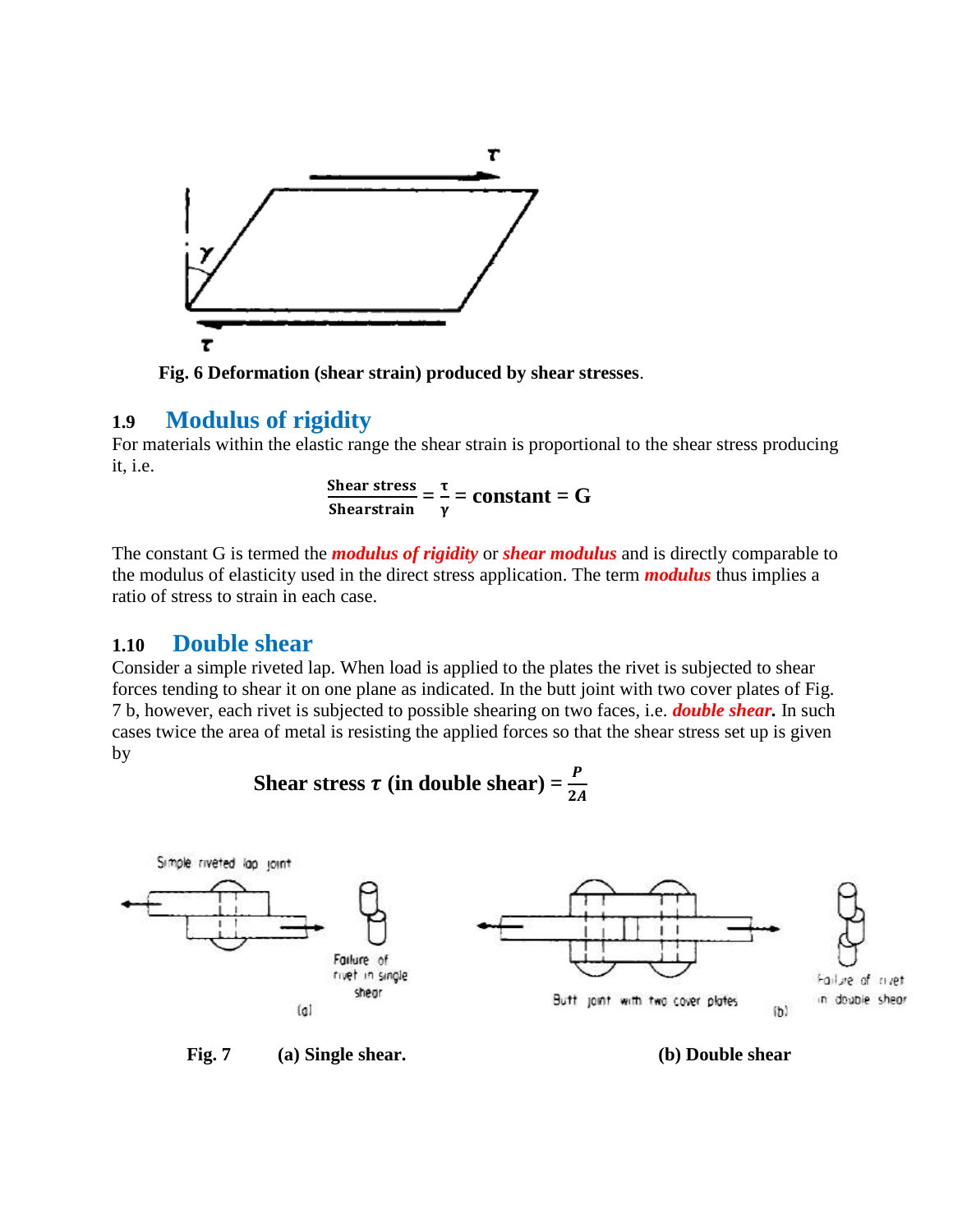**Fig. 6 Deformation (shear strain) produced by shear stresses**.

## 1.9 Modulus of rigidity

For materials within the elastic range the shear strain is proportional to the shear stress producing it, i.e.

$$\frac{\text{Shear stress}}{\text{Shearstrain}} = \frac{\tau}{\gamma} = \text{constant} = G$$

The constant G is termed the ***modulus of rigidity*** or ***shear modulus*** and is directly comparable to the modulus of elasticity used in the direct stress application. The term ***modulus*** thus implies a ratio of stress to strain in each case.

## 1.10 Double shear

Consider a simple riveted lap. When load is applied to the plates the rivet is subjected to shear forces tending to shear it on one plane as indicated. In the butt joint with two cover plates of Fig. 7 b, however, each rivet is subjected to possible shearing on two faces, i.e. ***double shear.*** In such cases twice the area of metal is resisting the applied forces so that the shear stress set up is given by

$$\textbf{Shear stress } \tau \textbf{ (in double shear)} = \frac{P}{2A}$$

**Fig. 7 (a) Single shear. (b) Double shear**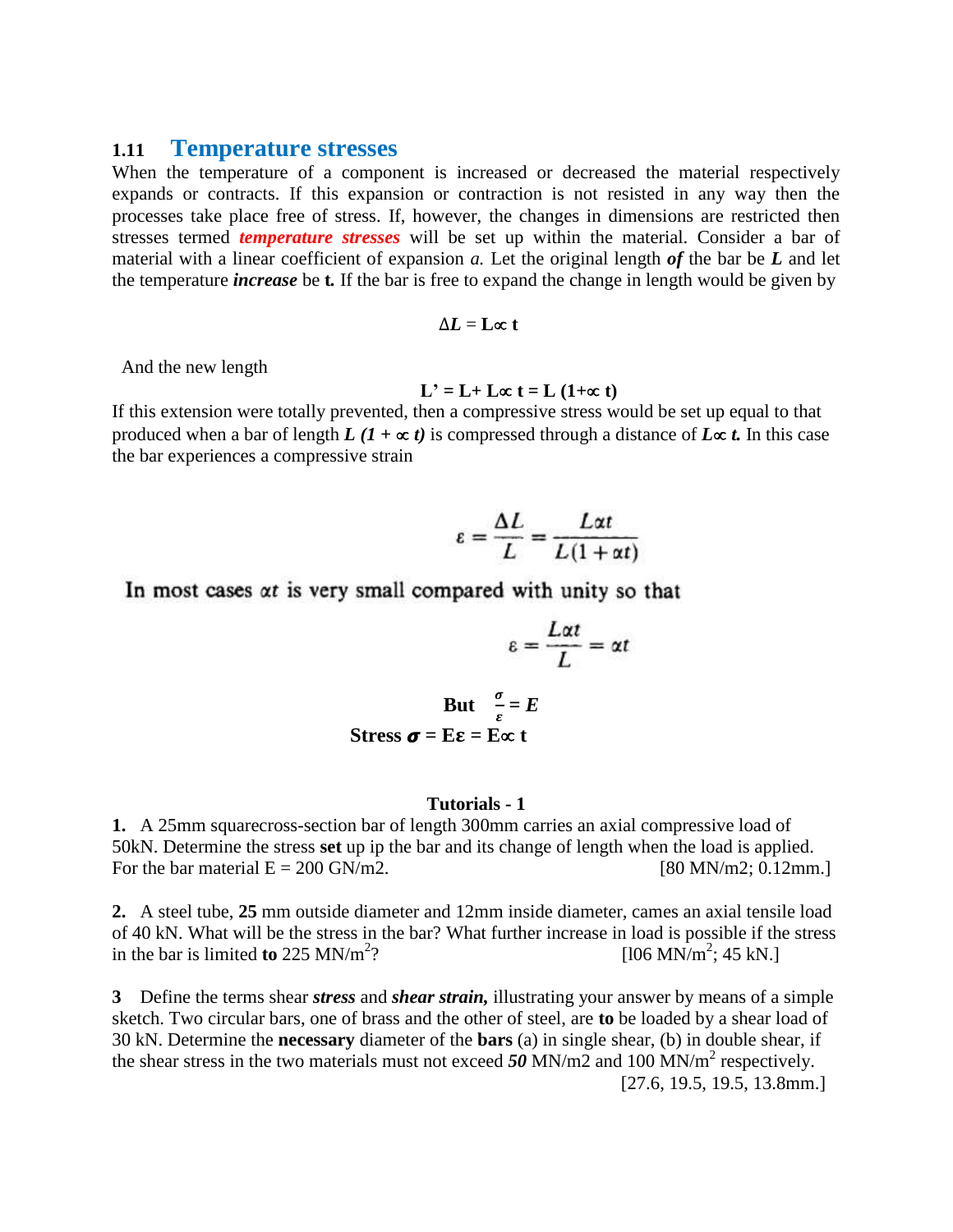## 1.11 Temperature stresses

When the temperature of a component is increased or decreased the material respectively expands or contracts. If this expansion or contraction is not resisted in any way then the processes take place free of stress. If, however, the changes in dimensions are restricted then stresses termed ***temperature stresses*** will be set up within the material. Consider a bar of material with a linear coefficient of expansion *a.* Let the original length ***of*** the bar be ***L*** and let the temperature ***increase*** be **t.** If the bar is free to expand the change in length would be given by

$$\Delta L = L\alpha t$$

And the new length

$$L' = L + L\alpha t = L(1+\alpha t)$$

If this extension were totally prevented, then a compressive stress would be set up equal to that produced when a bar of length $L(1 + \alpha t)$ is compressed through a distance of $L\alpha t$. In this case the bar experiences a compressive strain

$$\varepsilon = \frac{\Delta L}{L} = \frac{L\alpha t}{L(1+\alpha t)}$$

In most cases $\alpha t$ is very small compared with unity so that

$$\varepsilon = \frac{L\alpha t}{L} = \alpha t$$

**But** $\frac{\sigma}{\varepsilon} = E$

**Stress** $\sigma = E\varepsilon = E\alpha t$

### Tutorials - 1

**1.** A 25mm squarecross-section bar of length 300mm carries an axial compressive load of 50kN. Determine the stress **set** up ip the bar and its change of length when the load is applied. For the bar material E = 200 GN/m2. [80 MN/m2; 0.12mm.]

**2.** A steel tube, **25** mm outside diameter and 12mm inside diameter, cames an axial tensile load of 40 kN. What will be the stress in the bar? What further increase in load is possible if the stress in the bar is limited **to** 225 MN/$m^2$? [l06 MN/$m^2$; 45 kN.]

**3** Define the terms shear ***stress*** and ***shear strain,*** illustrating your answer by means of a simple sketch. Two circular bars, one of brass and the other of steel, are **to** be loaded by a shear load of 30 kN. Determine the **necessary** diameter of the **bars** (a) in single shear, (b) in double shear, if the shear stress in the two materials must not exceed ***50*** MN/m2 and 100 MN/$m^2$ respectively. [27.6, 19.5, 19.5, 13.8mm.]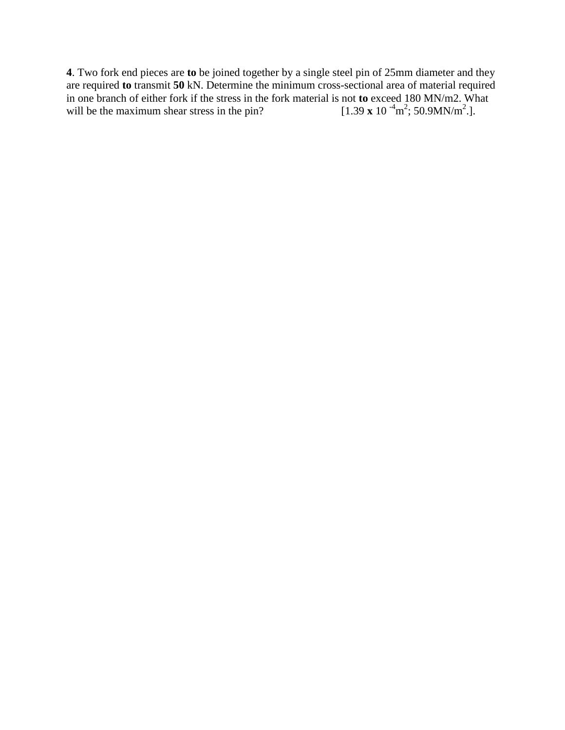**4**. Two fork end pieces are **to** be joined together by a single steel pin of 25mm diameter and they are required **to** transmit **50** kN. Determine the minimum cross-sectional area of material required in one branch of either fork if the stress in the fork material is not **to** exceed 180 MN/m2. What will be the maximum shear stress in the pin? [1.39 **x** $10^{-4}$ $m^2$; 50.9MN/$m^2$.].